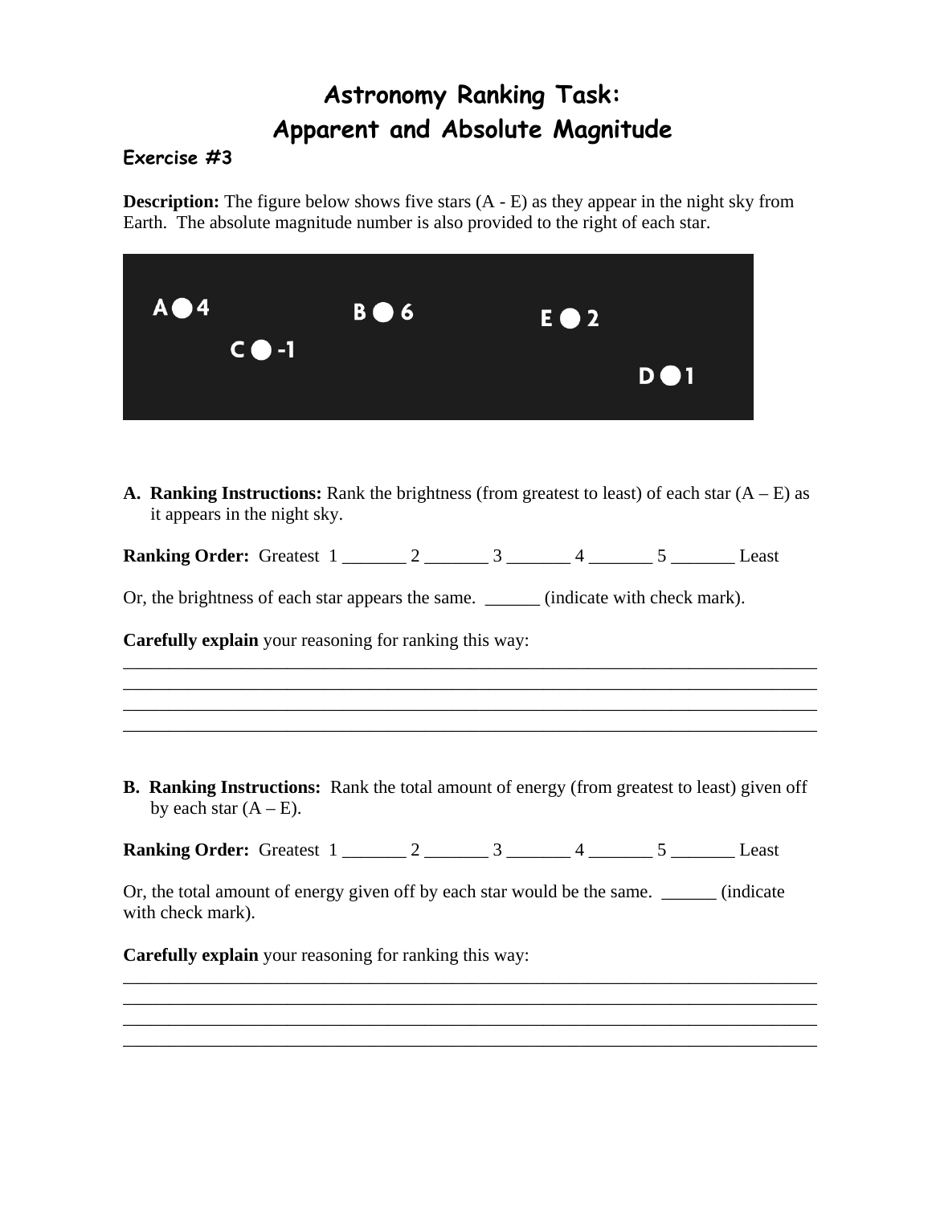# Astronomy Ranking Task: Apparent and Absolute Magnitude

### Exercise #3

**Description:** The figure below shows five stars (A - E) as they appear in the night sky from Earth. The absolute magnitude number is also provided to the right of each star.

A ● 4    C ● -1    B ● 6    E ● 2    D ● 1

**A. Ranking Instructions:** Rank the brightness (from greatest to least) of each star (A – E) as it appears in the night sky.

**Ranking Order:** Greatest 1 _______ 2 _______ 3 _______ 4 _______ 5 _______ Least

Or, the brightness of each star appears the same. ______ (indicate with check mark).

**Carefully explain** your reasoning for ranking this way:

_______________________________________________________________________________
_______________________________________________________________________________
_______________________________________________________________________________
_______________________________________________________________________________

**B. Ranking Instructions:** Rank the total amount of energy (from greatest to least) given off by each star (A – E).

**Ranking Order:** Greatest 1 _______ 2 _______ 3 _______ 4 _______ 5 _______ Least

Or, the total amount of energy given off by each star would be the same. ______ (indicate with check mark).

**Carefully explain** your reasoning for ranking this way:

_______________________________________________________________________________
_______________________________________________________________________________
_______________________________________________________________________________
_______________________________________________________________________________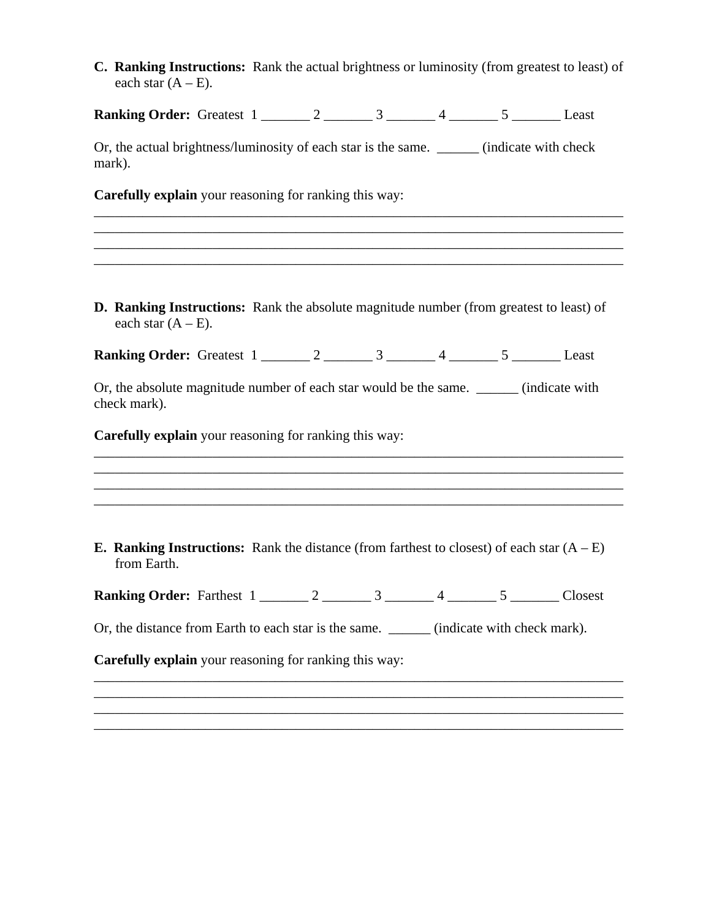**C. Ranking Instructions:** Rank the actual brightness or luminosity (from greatest to least) of each star (A – E).

**Ranking Order:** Greatest 1 _______ 2 _______ 3 _______ 4 _______ 5 _______ Least

Or, the actual brightness/luminosity of each star is the same. ______ (indicate with check mark).

**Carefully explain** your reasoning for ranking this way:

_____________________________________________________________________________
_____________________________________________________________________________
_____________________________________________________________________________
_____________________________________________________________________________

**D. Ranking Instructions:** Rank the absolute magnitude number (from greatest to least) of each star (A – E).

**Ranking Order:** Greatest 1 _______ 2 _______ 3 _______ 4 _______ 5 _______ Least

Or, the absolute magnitude number of each star would be the same. ______ (indicate with check mark).

**Carefully explain** your reasoning for ranking this way:

_____________________________________________________________________________
_____________________________________________________________________________
_____________________________________________________________________________
_____________________________________________________________________________

**E. Ranking Instructions:** Rank the distance (from farthest to closest) of each star (A – E) from Earth.

**Ranking Order:** Farthest 1 _______ 2 _______ 3 _______ 4 _______ 5 _______ Closest

Or, the distance from Earth to each star is the same. ______ (indicate with check mark).

**Carefully explain** your reasoning for ranking this way:

_____________________________________________________________________________
_____________________________________________________________________________
_____________________________________________________________________________
_____________________________________________________________________________